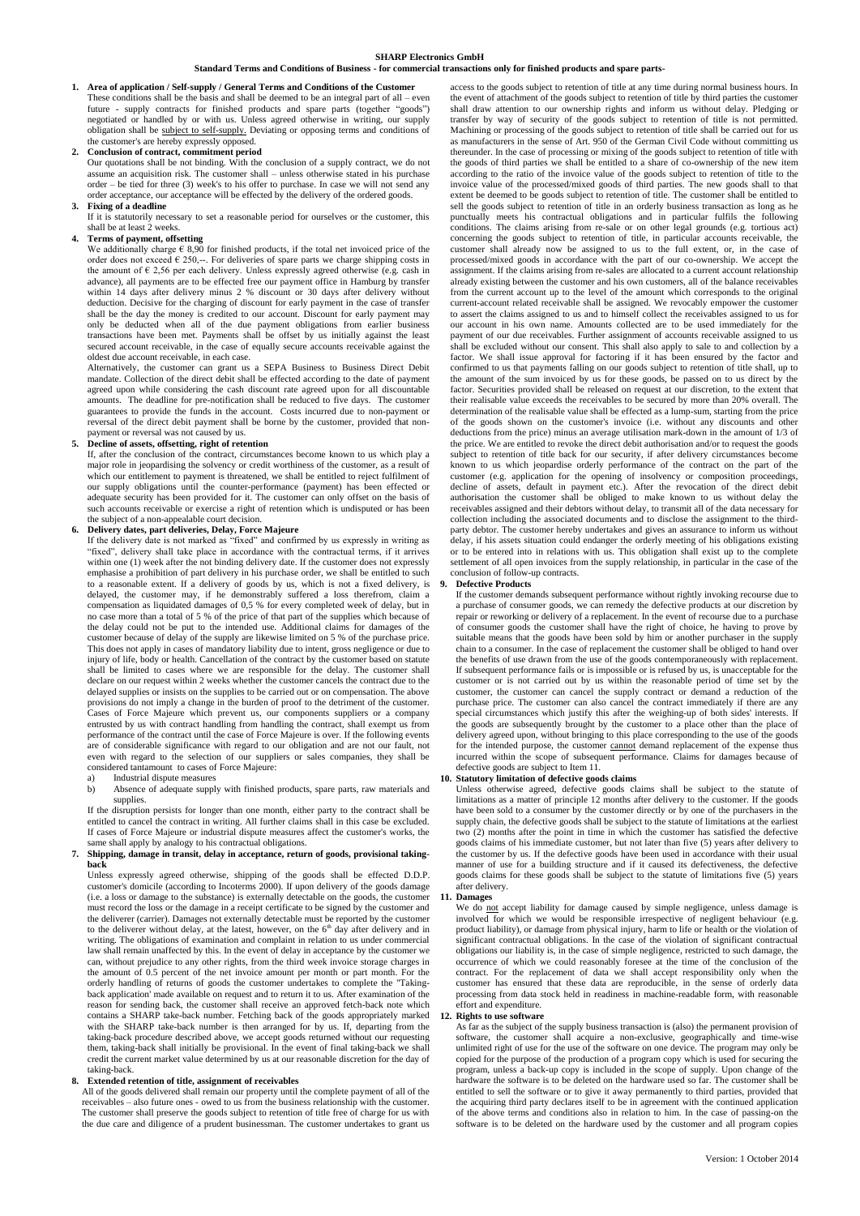**SHARP Electronics GmbH**

**Standard Terms and Conditions of Business - for commercial transactions only for finished products and spare parts-**

**1. Area of application / Self-supply / General Terms and Conditions of the Customer**

These conditions shall be the basis and shall be deemed to be an integral part of all – even future - supply contracts for finished products and spare parts (together "goods") negotiated or handled by or with us. Unless agreed otherwise in writing, our supply obligation shall be subject to self-supply. Deviating or opposing terms and conditions of the customer's are hereby expressly opposed.

**2. Conclusion of contract, commitment period**

Our quotations shall be not binding. With the conclusion of a supply contract, we do not assume an acquisition risk. The customer shall – unless otherwise stated in his purchase order – be tied for three (3) week's to his offer to purchase. In case we will not send any order acceptance, our acceptance will be effected by the delivery of the ordered goods.

**3. Fixing of a deadline**

If it is statutorily necessary to set a reasonable period for ourselves or the customer, this shall be at least 2 weeks.

**4. Terms of payment, offsetting**

We additionally charge € 8,90 for finished products, if the total net invoiced price of the order does not exceed € 250,--. For deliveries of spare parts we charge shipping costs in the amount of € 2,56 per each delivery. Unless expressly agreed otherwise (e.g. cash in advance), all payments are to be effected free our payment office in Hamburg by transfer within 14 days after delivery minus 2 % discount or 30 days after delivery without deduction. Decisive for the charging of discount for early payment in the case of transfer shall be the day the money is credited to our account. Discount for early payment may only be deducted when all of the due payment obligations from earlier business transactions have been met. Payments shall be offset by us initially against the least secured account receivable, in the case of equally secure accounts receivable against the oldest due account receivable, in each case.

Alternatively, the customer can grant us a SEPA Business to Business Direct Debit mandate. Collection of the direct debit shall be effected according to the date of payment agreed upon while considering the cash discount rate agreed upon for all discountable amounts. The deadline for pre-notification shall be reduced to five days. The customer guarantees to provide the funds in the account. Costs incurred due to non-payment or reversal of the direct debit payment shall be borne by the customer, provided that non-payment or reversal was not caused by us.

**5. Decline of assets, offsetting, right of retention**

If, after the conclusion of the contract, circumstances become known to us which play a major role in jeopardising the solvency or credit worthiness of the customer, as a result of which our entitlement to payment is threatened, we shall be entitled to reject fulfilment of our supply obligations until the counter-performance (payment) has been effected or adequate security has been provided for it. The customer can only offset on the basis of such accounts receivable or exercise a right of retention which is undisputed or has been the subject of a non-appealable court decision.

**6. Delivery dates, part deliveries, Delay, Force Majeure**

If the delivery date is not marked as "fixed" and confirmed by us expressly in writing as "fixed", delivery shall take place in accordance with the contractual terms, if it arrives within one (1) week after the not binding delivery date. If the customer does not expressly emphasise a prohibition of part delivery in his purchase order, we shall be entitled to such to a reasonable extent. If a delivery of goods by us, which is not a fixed delivery, is delayed, the customer may, if he demonstrably suffered a loss therefrom, claim a compensation as liquidated damages of 0,5 % for every completed week of delay, but in no case more than a total of 5 % of the price of that part of the supplies which because of the delay could not be put to the intended use. Additional claims for damages of the customer because of delay of the supply are likewise limited on 5 % of the purchase price. This does not apply in cases of mandatory liability due to intent, gross negligence or due to injury of life, body or health. Cancellation of the contract by the customer based on statute shall be limited to cases where we are responsible for the delay. The customer shall declare on our request within 2 weeks whether the customer cancels the contract due to the delayed supplies or insists on the supplies to be carried out or on compensation. The above provisions do not imply a change in the burden of proof to the detriment of the customer. Cases of Force Majeure which prevent us, our components suppliers or a company entrusted by us with contract handling from handling the contract, shall exempt us from performance of the contract until the case of Force Majeure is over. If the following events are of considerable significance with regard to our obligation and are not our fault, not even with regard to the selection of our suppliers or sales companies, they shall be considered tantamount to cases of Force Majeure:

a) Industrial dispute measures
b) Absence of adequate supply with finished products, spare parts, raw materials and supplies.

If the disruption persists for longer than one month, either party to the contract shall be entitled to cancel the contract in writing. All further claims shall in this case be excluded. If cases of Force Majeure or industrial dispute measures affect the customer's works, the same shall apply by analogy to his contractual obligations.

**7. Shipping, damage in transit, delay in acceptance, return of goods, provisional taking-back**

Unless expressly agreed otherwise, shipping of the goods shall be effected D.D.P. customer's domicile (according to Incoterms 2000). If upon delivery of the goods damage (i.e. a loss or damage to the substance) is externally detectable on the goods, the customer must record the loss or the damage in a receipt certificate to be signed by the customer and the deliverer (carrier). Damages not externally detectable must be reported by the customer to the deliverer without delay, at the latest, however, on the 6th day after delivery and in writing. The obligations of examination and complaint in relation to us under commercial law shall remain unaffected by this. In the event of delay in acceptance by the customer we can, without prejudice to any other rights, from the third week invoice storage charges in the amount of 0.5 percent of the net invoice amount per month or part month. For the orderly handling of returns of goods the customer undertakes to complete the "Taking-back application' made available on request and to return it to us. After examination of the reason for sending back, the customer shall receive an approved fetch-back note which contains a SHARP take-back number. Fetching back of the goods appropriately marked with the SHARP take-back number is then arranged for by us. If, departing from the taking-back procedure described above, we accept goods returned without our requesting them, taking-back shall initially be provisional. In the event of final taking-back we shall credit the current market value determined by us at our reasonable discretion for the day of taking-back.

**8. Extended retention of title, assignment of receivables**

All of the goods delivered shall remain our property until the complete payment of all of the receivables – also future ones - owed to us from the business relationship with the customer. The customer shall preserve the goods subject to retention of title free of charge for us with the due care and diligence of a prudent businessman. The customer undertakes to grant us access to the goods subject to retention of title at any time during normal business hours. In the event of attachment of the goods subject to retention of title by third parties the customer shall draw attention to our ownership rights and inform us without delay. Pledging or transfer by way of security of the goods subject to retention of title is not permitted. Machining or processing of the goods subject to retention of title shall be carried out for us as manufacturers in the sense of Art. 950 of the German Civil Code without committing us thereunder. In the case of processing or mixing of the goods subject to retention of title with the goods of third parties we shall be entitled to a share of co-ownership of the new item according to the ratio of the invoice value of the goods subject to retention of title to the invoice value of the processed/mixed goods of third parties. The new goods shall to that extent be deemed to be goods subject to retention of title. The customer shall be entitled to sell the goods subject to retention of title in an orderly business transaction as long as he punctually meets his contractual obligations and in particular fulfils the following conditions. The claims arising from re-sale or on other legal grounds (e.g. tortious act) concerning the goods subject to retention of title, in particular accounts receivable, the customer shall already now be assigned to us to the full extent, or, in the case of processed/mixed goods in accordance with the part of our co-ownership. We accept the assignment. If the claims arising from re-sales are allocated to a current account relationship already existing between the customer and his own customers, all of the balance receivables from the current account up to the level of the amount which corresponds to the original current-account related receivable shall be assigned. We revocably empower the customer to assert the claims assigned to us and to himself collect the receivables assigned to us for our account in his own name. Amounts collected are to be used immediately for the payment of our due receivables. Further assignment of accounts receivable assigned to us shall be excluded without our consent. This shall also apply to sale to and collection by a factor. We shall issue approval for factoring if it has been ensured by the factor and confirmed to us that payments falling on our goods subject to retention of title shall, up to the amount of the sum invoiced by us for these goods, be passed on to us direct by the factor. Securities provided shall be released on request at our discretion, to the extent that their realisable value exceeds the receivables to be secured by more than 20% overall. The determination of the realisable value shall be effected as a lump-sum, starting from the price of the goods shown on the customer's invoice (i.e. without any discounts and other deductions from the price) minus an average utilisation mark-down in the amount of 1/3 of the price. We are entitled to revoke the direct debit authorisation and/or to request the goods subject to retention of title back for our security, if after delivery circumstances become known to us which jeopardise orderly performance of the contract on the part of the customer (e.g. application for the opening of insolvency or composition proceedings, decline of assets, default in payment etc.). After the revocation of the direct debit authorisation the customer shall be obliged to make known to us without delay the receivables assigned and their debtors without delay, to transmit all of the data necessary for collection including the associated documents and to disclose the assignment to the third-party debtor. The customer hereby undertakes and gives an assurance to inform us without delay, if his assets situation could endanger the orderly meeting of his obligations existing or to be entered into in relations with us. This obligation shall exist up to the complete settlement of all open invoices from the supply relationship, in particular in the case of the conclusion of follow-up contracts.

**9. Defective Products**

If the customer demands subsequent performance without rightly invoking recourse due to a purchase of consumer goods, we can remedy the defective products at our discretion by repair or reworking or delivery of a replacement. In the event of recourse due to a purchase of consumer goods the customer shall have the right of choice, he having to prove by suitable means that the goods have been sold by him or another purchaser in the supply chain to a consumer. In the case of replacement the customer shall be obliged to hand over the benefits of use drawn from the use of the goods contemporaneously with replacement. If subsequent performance fails or is impossible or is refused by us, is unacceptable for the customer or is not carried out by us within the reasonable period of time set by the customer, the customer can cancel the supply contract or demand a reduction of the purchase price. The customer can also cancel the contract immediately if there are any special circumstances which justify this after the weighing-up of both sides' interests. If the goods are subsequently brought by the customer to a place other than the place of delivery agreed upon, without bringing to this place corresponding to the use of the goods for the intended purpose, the customer cannot demand replacement of the expense thus incurred within the scope of subsequent performance. Claims for damages because of defective goods are subject to Item 11.

**10. Statutory limitation of defective goods claims**

Unless otherwise agreed, defective goods claims shall be subject to the statute of limitations as a matter of principle 12 months after delivery to the customer. If the goods have been sold to a consumer by the customer directly or by one of the purchasers in the supply chain, the defective goods shall be subject to the statute of limitations at the earliest two (2) months after the point in time in which the customer has satisfied the defective goods claims of his immediate customer, but not later than five (5) years after delivery to the customer by us. If the defective goods have been used in accordance with their usual manner of use for a building structure and if it caused its defectiveness, the defective goods claims for these goods shall be subject to the statute of limitations five (5) years after delivery.

**11. Damages**

We do not accept liability for damage caused by simple negligence, unless damage is involved for which we would be responsible irrespective of negligent behaviour (e.g. product liability), or damage from physical injury, harm to life or health or the violation of significant contractual obligations. In the case of the violation of significant contractual obligations our liability is, in the case of simple negligence, restricted to such damage, the occurrence of which we could reasonably foresee at the time of the conclusion of the contract. For the replacement of data we shall accept responsibility only when the customer has ensured that these data are reproducible, in the sense of orderly data processing from data stock held in readiness in machine-readable form, with reasonable effort and expenditure.

**12. Rights to use software**

As far as the subject of the supply business transaction is (also) the permanent provision of software, the customer shall acquire a non-exclusive, geographically and time-wise unlimited right of use for the use of the software on one device. The program may only be copied for the purpose of the production of a program copy which is used for securing the program, unless a back-up copy is included in the scope of supply. Upon change of the hardware the software is to be deleted on the hardware used so far. The customer shall be entitled to sell the software or to give it away permanently to third parties, provided that the acquiring third party declares itself to be in agreement with the continued application of the above terms and conditions also in relation to him. In the case of passing-on the software is to be deleted on the hardware used by the customer and all program copies

Version: 1 October 2014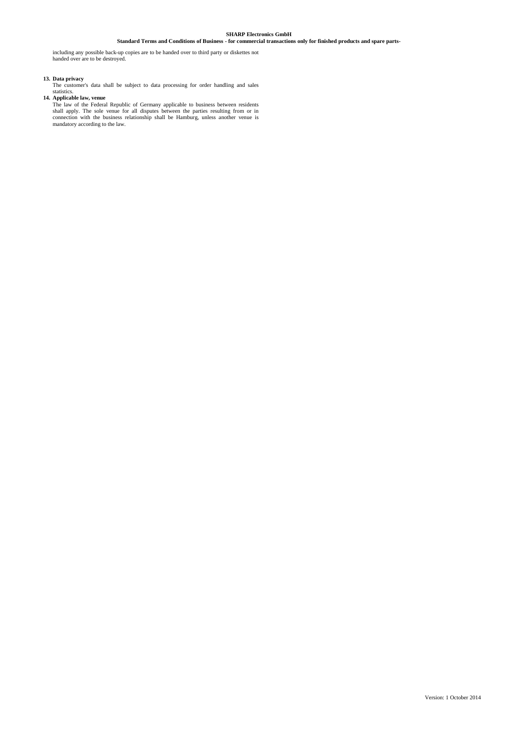including any possible back-up copies are to be handed over to third party or diskettes not handed over are to be destroyed.

**13. Data privacy**

The customer's data shall be subject to data processing for order handling and sales statistics.

**14. Applicable law, venue**

The law of the Federal Republic of Germany applicable to business between residents shall apply. The sole venue for all disputes between the parties resulting from or in connection with the business relationship shall be Hamburg, unless another venue is mandatory according to the law.

Version: 1 October 2014